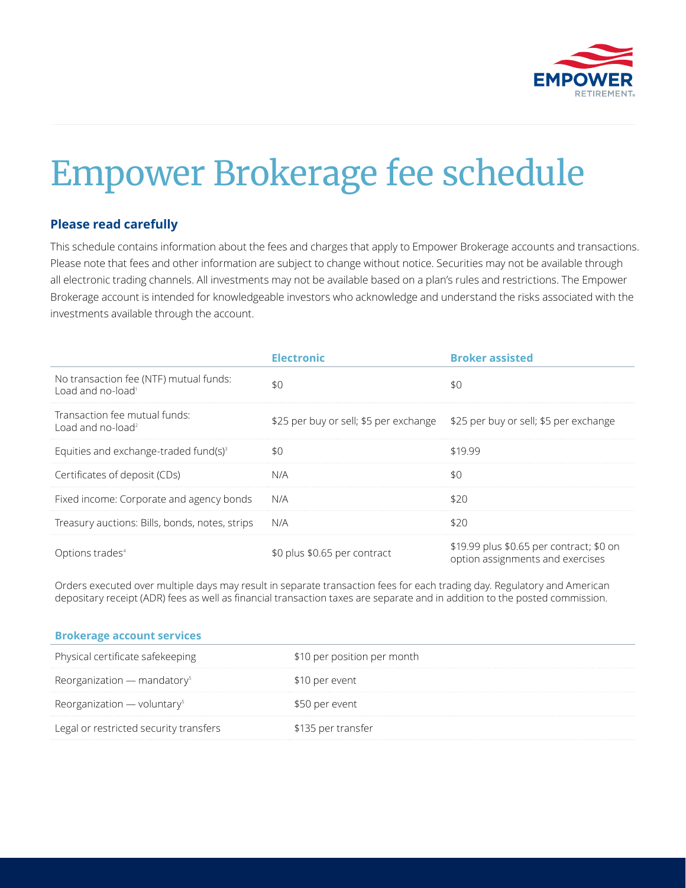# Empower Brokerage fee schedule

## Please read carefully

This schedule contains information about the fees and charges that apply to Empower Brokerage accounts and transactions. Please note that fees and other information are subject to change without notice. Securities may not be available through all electronic trading channels. All investments may not be available based on a plan's rules and restrictions. The Empower Brokerage account is intended for knowledgeable investors who acknowledge and understand the risks associated with the investments available through the account.

| | Electronic | Broker assisted |
|---|---|---|
| No transaction fee (NTF) mutual funds: Load and no-load[1] | $0 | $0 |
| Transaction fee mutual funds: Load and no-load[2] | $25 per buy or sell; $5 per exchange | $25 per buy or sell; $5 per exchange |
| Equities and exchange-traded fund(s)[3] | $0 | $19.99 |
| Certificates of deposit (CDs) | N/A | $0 |
| Fixed income: Corporate and agency bonds | N/A | $20 |
| Treasury auctions: Bills, bonds, notes, strips | N/A | $20 |
| Options trades[4] | $0 plus $0.65 per contract | $19.99 plus $0.65 per contract; $0 on option assignments and exercises |

Orders executed over multiple days may result in separate transaction fees for each trading day. Regulatory and American depositary receipt (ADR) fees as well as financial transaction taxes are separate and in addition to the posted commission.

| Brokerage account services | |
|---|---|
| Physical certificate safekeeping | $10 per position per month |
| Reorganization — mandatory[5] | $10 per event |
| Reorganization — voluntary[5] | $50 per event |
| Legal or restricted security transfers | $135 per transfer |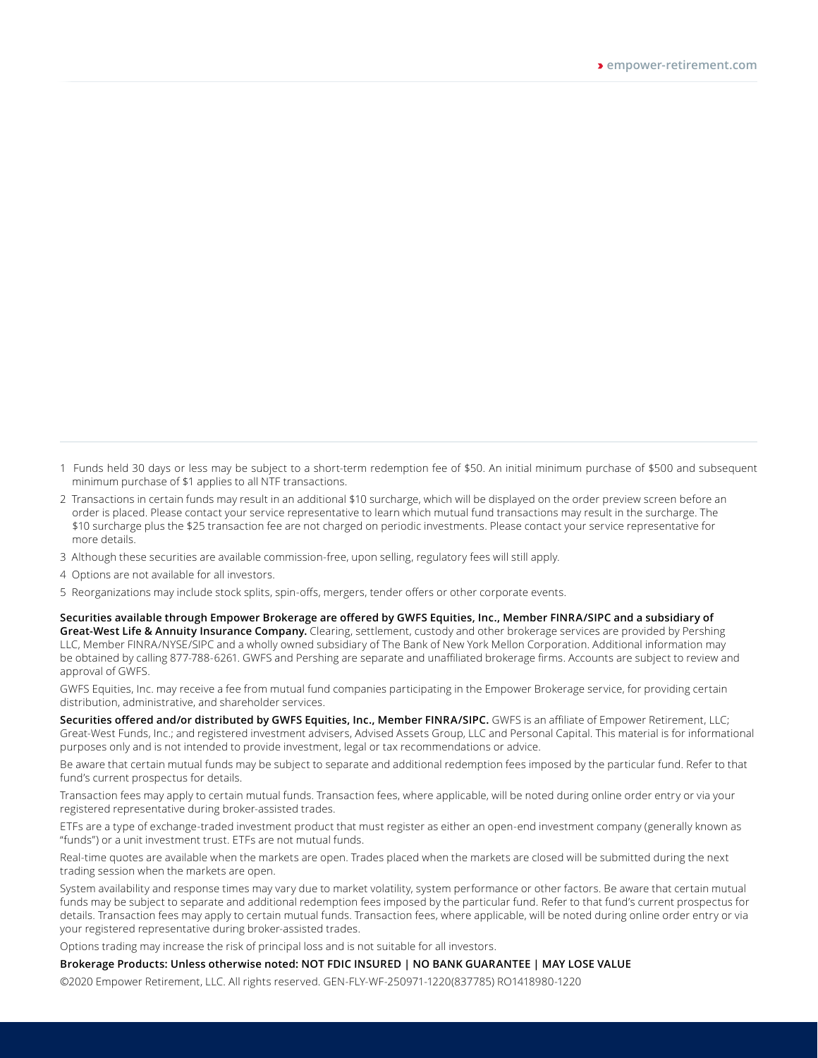1 Funds held 30 days or less may be subject to a short-term redemption fee of $50. An initial minimum purchase of $500 and subsequent minimum purchase of $1 applies to all NTF transactions.

2 Transactions in certain funds may result in an additional $10 surcharge, which will be displayed on the order preview screen before an order is placed. Please contact your service representative to learn which mutual fund transactions may result in the surcharge. The $10 surcharge plus the $25 transaction fee are not charged on periodic investments. Please contact your service representative for more details.

3 Although these securities are available commission-free, upon selling, regulatory fees will still apply.

4 Options are not available for all investors.

5 Reorganizations may include stock splits, spin-offs, mergers, tender offers or other corporate events.

**Securities available through Empower Brokerage are offered by GWFS Equities, Inc., Member FINRA/SIPC and a subsidiary of Great-West Life & Annuity Insurance Company.** Clearing, settlement, custody and other brokerage services are provided by Pershing LLC, Member FINRA/NYSE/SIPC and a wholly owned subsidiary of The Bank of New York Mellon Corporation. Additional information may be obtained by calling 877-788-6261. GWFS and Pershing are separate and unaffiliated brokerage firms. Accounts are subject to review and approval of GWFS.

GWFS Equities, Inc. may receive a fee from mutual fund companies participating in the Empower Brokerage service, for providing certain distribution, administrative, and shareholder services.

**Securities offered and/or distributed by GWFS Equities, Inc., Member FINRA/SIPC.** GWFS is an affiliate of Empower Retirement, LLC; Great-West Funds, Inc.; and registered investment advisers, Advised Assets Group, LLC and Personal Capital. This material is for informational purposes only and is not intended to provide investment, legal or tax recommendations or advice.

Be aware that certain mutual funds may be subject to separate and additional redemption fees imposed by the particular fund. Refer to that fund's current prospectus for details.

Transaction fees may apply to certain mutual funds. Transaction fees, where applicable, will be noted during online order entry or via your registered representative during broker-assisted trades.

ETFs are a type of exchange-traded investment product that must register as either an open-end investment company (generally known as "funds") or a unit investment trust. ETFs are not mutual funds.

Real-time quotes are available when the markets are open. Trades placed when the markets are closed will be submitted during the next trading session when the markets are open.

System availability and response times may vary due to market volatility, system performance or other factors. Be aware that certain mutual funds may be subject to separate and additional redemption fees imposed by the particular fund. Refer to that fund's current prospectus for details. Transaction fees may apply to certain mutual funds. Transaction fees, where applicable, will be noted during online order entry or via your registered representative during broker-assisted trades.

Options trading may increase the risk of principal loss and is not suitable for all investors.

**Brokerage Products: Unless otherwise noted: NOT FDIC INSURED | NO BANK GUARANTEE | MAY LOSE VALUE**

©2020 Empower Retirement, LLC. All rights reserved. GEN-FLY-WF-250971-1220(837785) RO1418980-1220